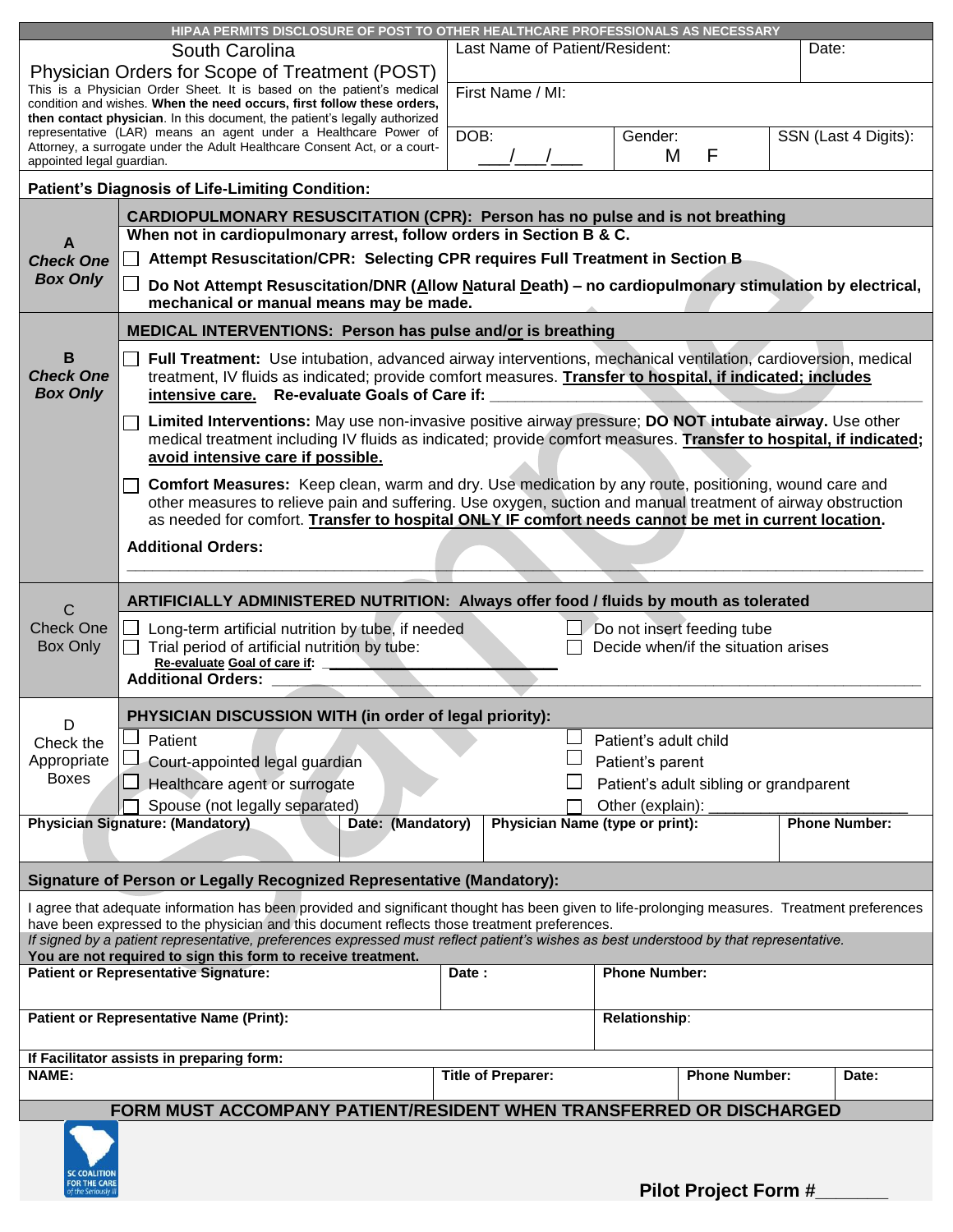**HIPAA PERMITS DISCLOSURE OF POST TO OTHER HEALTHCARE PROFESSIONALS AS NECESSARY**

# South Carolina Physician Orders for Scope of Treatment (POST)

This is a Physician Order Sheet. It is based on the patient's medical condition and wishes. **When the need occurs, first follow these orders, then contact physician**. In this document, the patient's legally authorized representative (LAR) means an agent under a Healthcare Power of Attorney, a surrogate under the Adult Healthcare Consent Act, or a court-appointed legal guardian.

| Last Name of Patient/Resident: | | Date: |
|---|---|---|
| First Name / MI: | | |
| DOB: \_\_\_/\_\_\_/\_\_\_ | Gender: M F | SSN (Last 4 Digits): |

**Patient's Diagnosis of Life-Limiting Condition:**

## A — *Check One Box Only*

**CARDIOPULMONARY RESUSCITATION (CPR): Person has no pulse and is not breathing**

**When not in cardiopulmonary arrest, follow orders in Section B & C.**

- ☐ **Attempt Resuscitation/CPR: Selecting CPR requires Full Treatment in Section B**
- ☐ **Do Not Attempt Resuscitation/DNR (Allow Natural Death) – no cardiopulmonary stimulation by electrical, mechanical or manual means may be made.**

## B — *Check One Box Only*

**MEDICAL INTERVENTIONS: Person has pulse and/or is breathing**

- ☐ **Full Treatment:** Use intubation, advanced airway interventions, mechanical ventilation, cardioversion, medical treatment, IV fluids as indicated; provide comfort measures. **Transfer to hospital, if indicated; includes intensive care. Re-evaluate Goals of Care if:** \_\_\_\_\_\_\_\_\_\_\_\_\_\_\_\_\_\_\_\_
- ☐ **Limited Interventions:** May use non-invasive positive airway pressure; **DO NOT intubate airway.** Use other medical treatment including IV fluids as indicated; provide comfort measures. **Transfer to hospital, if indicated; avoid intensive care if possible.**
- ☐ **Comfort Measures:** Keep clean, warm and dry. Use medication by any route, positioning, wound care and other measures to relieve pain and suffering. Use oxygen, suction and manual treatment of airway obstruction as needed for comfort. **Transfer to hospital ONLY IF comfort needs cannot be met in current location.**

**Additional Orders:**

\_\_\_\_\_\_\_\_\_\_\_\_\_\_\_\_\_\_\_\_\_\_\_\_\_\_\_\_\_\_\_\_\_\_\_\_\_\_\_\_

## C — Check One Box Only

**ARTIFICIALLY ADMINISTERED NUTRITION: Always offer food / fluids by mouth as tolerated**

- ☐ Long-term artificial nutrition by tube, if needed
- ☐ Trial period of artificial nutrition by tube: **Re-evaluate Goal of care if:** \_\_\_\_\_\_\_\_\_\_\_\_\_\_\_\_
- ☐ Do not insert feeding tube
- ☐ Decide when/if the situation arises

**Additional Orders:** \_\_\_\_\_\_\_\_\_\_\_\_\_\_\_\_\_\_\_\_\_\_\_\_\_\_\_\_\_\_\_\_\_\_\_\_\_\_\_\_

## D — Check the Appropriate Boxes

**PHYSICIAN DISCUSSION WITH (in order of legal priority):**

- ☐ Patient
- ☐ Court-appointed legal guardian
- ☐ Healthcare agent or surrogate
- ☐ Spouse (not legally separated)
- ☐ Patient's adult child
- ☐ Patient's parent
- ☐ Patient's adult sibling or grandparent
- ☐ Other (explain): \_\_\_\_\_\_\_\_\_\_\_\_\_\_\_\_\_\_\_\_\_\_

| Physician Signature: (Mandatory) | Date: (Mandatory) | Physician Name (type or print): | Phone Number: |
|---|---|---|---|
| | | | |

**Signature of Person or Legally Recognized Representative (Mandatory):**

I agree that adequate information has been provided and significant thought has been given to life-prolonging measures. Treatment preferences have been expressed to the physician and this document reflects those treatment preferences.

*If signed by a patient representative, preferences expressed must reflect patient's wishes as best understood by that representative.*

**You are not required to sign this form to receive treatment.**

| Patient or Representative Signature: | Date : | Phone Number: |
|---|---|---|
| **Patient or Representative Name (Print):** | | **Relationship:** |

**If Facilitator assists in preparing form:**

| NAME: | Title of Preparer: | Phone Number: | Date: |
|---|---|---|---|
| | | | |

**FORM MUST ACCOMPANY PATIENT/RESIDENT WHEN TRANSFERRED OR DISCHARGED**

SC COALITION FOR THE CARE of the Seriously Ill

**Pilot Project Form #\_\_\_\_\_\_\_**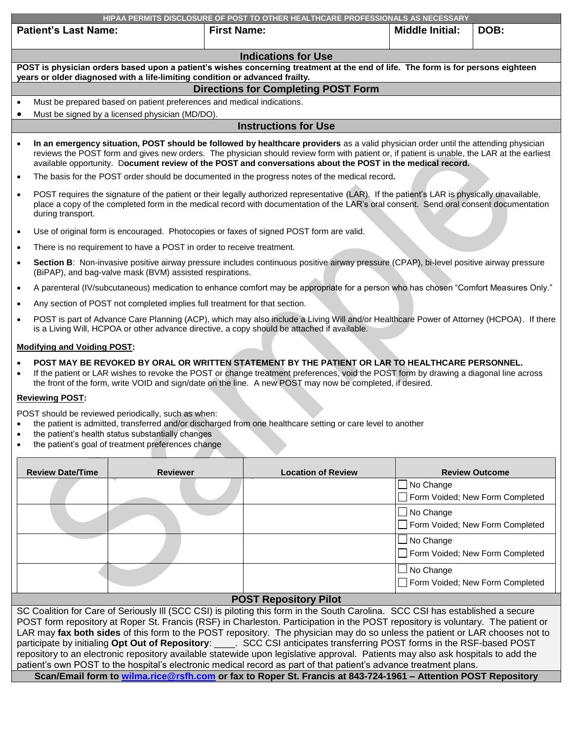HIPAA PERMITS DISCLOSURE OF POST TO OTHER HEALTHCARE PROFESSIONALS AS NECESSARY

| Patient's Last Name: | First Name: | Middle Initial: | DOB: |
|---|---|---|---|
| | | | |

## Indications for Use

**POST is physician orders based upon a patient's wishes concerning treatment at the end of life. The form is for persons eighteen years or older diagnosed with a life-limiting condition or advanced frailty.**

## Directions for Completing POST Form

- Must be prepared based on patient preferences and medical indications.
- Must be signed by a licensed physician (MD/DO).

## Instructions for Use

- **In an emergency situation, POST should be followed by healthcare providers** as a valid physician order until the attending physician reviews the POST form and gives new orders. The physician should review form with patient or, if patient is unable, the LAR at the earliest available opportunity. D**ocument review of the POST and conversations about the POST in the medical record.**
- The basis for the POST order should be documented in the progress notes of the medical record**.**
- POST requires the signature of the patient or their legally authorized representative (LAR). If the patient's LAR is physically unavailable, place a copy of the completed form in the medical record with documentation of the LAR's oral consent. Send oral consent documentation during transport.
- Use of original form is encouraged. Photocopies or faxes of signed POST form are valid.
- There is no requirement to have a POST in order to receive treatment.
- **Section B**: Non-invasive positive airway pressure includes continuous positive airway pressure (CPAP), bi-level positive airway pressure (BiPAP), and bag-valve mask (BVM) assisted respirations.
- A parenteral (IV/subcutaneous) medication to enhance comfort may be appropriate for a person who has chosen "Comfort Measures Only."
- Any section of POST not completed implies full treatment for that section.
- POST is part of Advance Care Planning (ACP), which may also include a Living Will and/or Healthcare Power of Attorney (HCPOA). If there is a Living Will, HCPOA or other advance directive, a copy should be attached if available.

**Modifying and Voiding POST:**

- **POST MAY BE REVOKED BY ORAL OR WRITTEN STATEMENT BY THE PATIENT OR LAR TO HEALTHCARE PERSONNEL.**
- If the patient or LAR wishes to revoke the POST or change treatment preferences, void the POST form by drawing a diagonal line across the front of the form, write VOID and sign/date on the line. A new POST may now be completed, if desired.

**Reviewing POST:**

POST should be reviewed periodically, such as when:

- the patient is admitted, transferred and/or discharged from one healthcare setting or care level to another
- the patient's health status substantially changes
- the patient's goal of treatment preferences change

| Review Date/Time | Reviewer | Location of Review | Review Outcome |
|---|---|---|---|
| | | | ☐ No Change<br>☐ Form Voided; New Form Completed |
| | | | ☐ No Change<br>☐ Form Voided; New Form Completed |
| | | | ☐ No Change<br>☐ Form Voided; New Form Completed |
| | | | ☐ No Change<br>☐ Form Voided; New Form Completed |

## POST Repository Pilot

SC Coalition for Care of Seriously Ill (SCC CSI) is piloting this form in the South Carolina. SCC CSI has established a secure POST form repository at Roper St. Francis (RSF) in Charleston. Participation in the POST repository is voluntary. The patient or LAR may **fax both sides** of this form to the POST repository. The physician may do so unless the patient or LAR chooses not to participate by initialing **Opt Out of Repository**: ____. SCC CSI anticipates transferring POST forms in the RSF-based POST repository to an electronic repository available statewide upon legislative approval. Patients may also ask hospitals to add the patient's own POST to the hospital's electronic medical record as part of that patient's advance treatment plans.

**Scan/Email form to wilma.rice@rsfh.com or fax to Roper St. Francis at 843-724-1961 – Attention POST Repository**